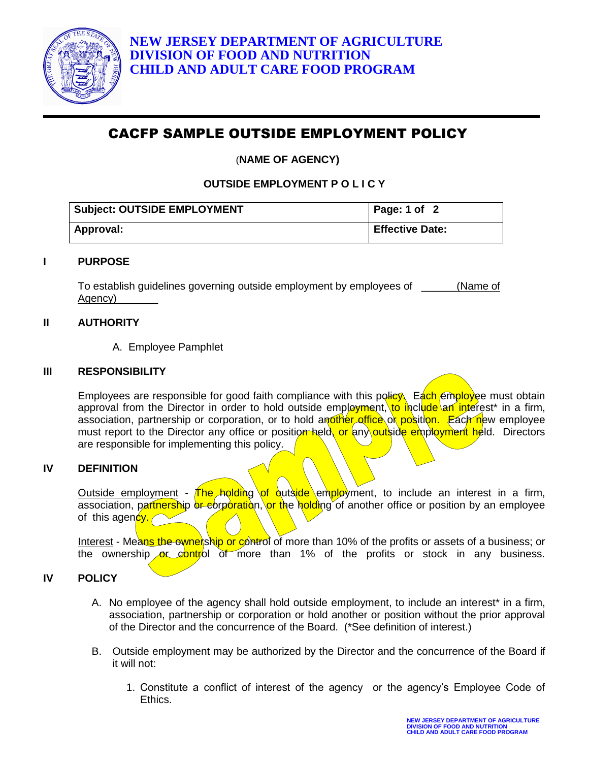**NEW JERSEY DEPARTMENT OF AGRICULTURE**
**DIVISION OF FOOD AND NUTRITION**
**CHILD AND ADULT CARE FOOD PROGRAM**

# CACFP SAMPLE OUTSIDE EMPLOYMENT POLICY

**(NAME OF AGENCY)**

**OUTSIDE EMPLOYMENT P O L I C Y**

| **Subject: OUTSIDE EMPLOYMENT** | **Page: 1 of 2** |
|---|---|
| **Approval:** | **Effective Date:** |

## I PURPOSE

To establish guidelines governing outside employment by employees of ______(Name of Agency)_______

## II AUTHORITY

A. Employee Pamphlet

## III RESPONSIBILITY

Employees are responsible for good faith compliance with this policy. Each employee must obtain approval from the Director in order to hold outside employment, to include an interest* in a firm, association, partnership or corporation, or to hold another office or position. Each new employee must report to the Director any office or position held, or any outside employment held. Directors are responsible for implementing this policy.

## IV DEFINITION

Outside employment - The holding of outside employment, to include an interest in a firm, association, partnership or corporation, or the holding of another office or position by an employee of this agency.

Interest - Means the ownership or control of more than 10% of the profits or assets of a business; or the ownership or control of more than 1% of the profits or stock in any business.

## IV POLICY

A. No employee of the agency shall hold outside employment, to include an interest* in a firm, association, partnership or corporation or hold another office or position without the prior approval of the Director and the concurrence of the Board. (*See definition of interest.)

B. Outside employment may be authorized by the Director and the concurrence of the Board if it will not:

1. Constitute a conflict of interest of the agency or the agency's Employee Code of Ethics.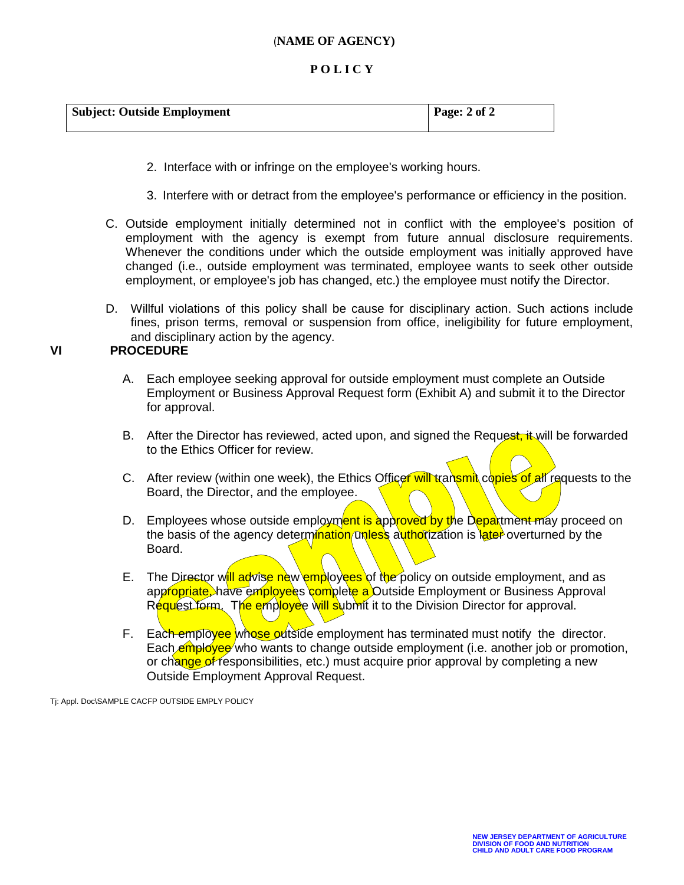(NAME OF AGENCY)

**P O L I C Y**

| Subject: Outside Employment | Page: 2 of 2 |
|---|---|

2. Interface with or infringe on the employee's working hours.

3. Interfere with or detract from the employee's performance or efficiency in the position.

C. Outside employment initially determined not in conflict with the employee's position of employment with the agency is exempt from future annual disclosure requirements. Whenever the conditions under which the outside employment was initially approved have changed (i.e., outside employment was terminated, employee wants to seek other outside employment, or employee's job has changed, etc.) the employee must notify the Director.

D. Willful violations of this policy shall be cause for disciplinary action. Such actions include fines, prison terms, removal or suspension from office, ineligibility for future employment, and disciplinary action by the agency.

## VI PROCEDURE

A. Each employee seeking approval for outside employment must complete an Outside Employment or Business Approval Request form (Exhibit A) and submit it to the Director for approval.

B. After the Director has reviewed, acted upon, and signed the Request, it will be forwarded to the Ethics Officer for review.

C. After review (within one week), the Ethics Officer will transmit copies of all requests to the Board, the Director, and the employee.

D. Employees whose outside employment is approved by the Department may proceed on the basis of the agency determination unless authorization is later overturned by the Board.

E. The Director will advise new employees of the policy on outside employment, and as appropriate, have employees complete a Outside Employment or Business Approval Request form. The employee will submit it to the Division Director for approval.

F. Each employee whose outside employment has terminated must notify the director. Each employee who wants to change outside employment (i.e. another job or promotion, or change of responsibilities, etc.) must acquire prior approval by completing a new Outside Employment Approval Request.

Tj: Appl. Doc\SAMPLE CACFP OUTSIDE EMPLY POLICY

NEW JERSEY DEPARTMENT OF AGRICULTURE
DIVISION OF FOOD AND NUTRITION
CHILD AND ADULT CARE FOOD PROGRAM